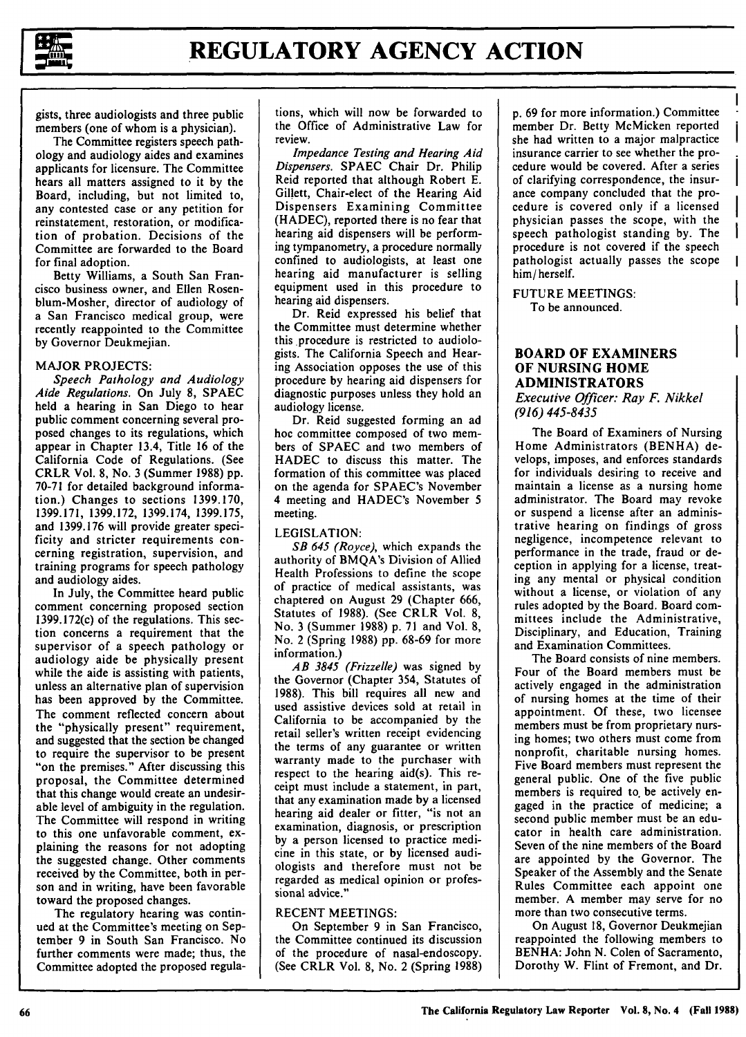gists, three audiologists and three public members (one of whom is a physician).

The Committee registers speech pathology and audiology aides and examines applicants for licensure. The Committee hears all matters assigned to it by the Board, including, but not limited to, any contested case or any petition for reinstatement, restoration, or modification of probation. Decisions of the Committee are forwarded to the Board for final adoption.

Betty Williams, a South San Francisco business owner, and Ellen Rosenblum-Mosher, director of audiology of a San Francisco medical group, were recently reappointed to the Committee by Governor Deukmejian.

MAJOR PROJECTS:

*Speech Pathology and Audiology Aide Regulations.* On July 8, SPAEC held a hearing in San Diego to hear public comment concerning several proposed changes to its regulations, which appear in Chapter 13.4, Title 16 of the California Code of Regulations. (See CRLR Vol. 8, No. 3 (Summer 1988) pp. 70-71 for detailed background information.) Changes to sections 1399.170, 1399.171, 1399.172, 1399.174, 1399.175, and 1399.176 will provide greater specificity and stricter requirements concerning registration, supervision, and training programs for speech pathology and audiology aides.

In July, the Committee heard public comment concerning proposed section 1399.172(c) of the regulations. This section concerns a requirement that the supervisor of a speech pathology or audiology aide be physically present while the aide is assisting with patients, unless an alternative plan of supervision has been approved by the Committee. The comment reflected concern about the "physically present" requirement, and suggested that the section be changed to require the supervisor to be present "on the premises." After discussing this proposal, the Committee determined that this change would create an undesirable level of ambiguity in the regulation. The Committee will respond in writing to this one unfavorable comment, explaining the reasons for not adopting the suggested change. Other comments received by the Committee, both in person and in writing, have been favorable toward the proposed changes.

The regulatory hearing was continued at the Committee's meeting on September 9 in South San Francisco. No further comments were made; thus, the Committee adopted the proposed regulations, which will now be forwarded to the Office of Administrative Law for review.

*Impedance Testing and Hearing Aid Dispensers.* SPAEC Chair Dr. Philip Reid reported that although Robert E. Gillett, Chair-elect of the Hearing Aid Dispensers Examining Committee (HADEC), reported there is no fear that hearing aid dispensers will be performing tympanometry, a procedure normally confined to audiologists, at least one hearing aid manufacturer is selling equipment used in this procedure to hearing aid dispensers.

Dr. Reid expressed his belief that the Committee must determine whether this procedure is restricted to audiologists. The California Speech and Hearing Association opposes the use of this procedure by hearing aid dispensers for diagnostic purposes unless they hold an audiology license.

Dr. Reid suggested forming an ad hoc committee composed of two members of SPAEC and two members of HADEC to discuss this matter. The formation of this committee was placed on the agenda for SPAEC's November 4 meeting and HADEC's November 5 meeting.

LEGISLATION:

*SB 645 (Royce),* which expands the authority of BMQA's Division of Allied Health Professions to define the scope of practice of medical assistants, was chaptered on August 29 (Chapter 666, Statutes of 1988). (See CRLR Vol. 8, No. 3 (Summer 1988) p. 71 and Vol. 8, No. 2 (Spring 1988) pp. 68-69 for more information.)

*AB 3845 (Frizzelle)* was signed by the Governor (Chapter 354, Statutes of 1988). This bill requires all new and used assistive devices sold at retail in California to be accompanied by the retail seller's written receipt evidencing the terms of any guarantee or written warranty made to the purchaser with respect to the hearing aid(s). This receipt must include a statement, in part, that any examination made by a licensed hearing aid dealer or fitter, "is not an examination, diagnosis, or prescription by a person licensed to practice medicine in this state, or by licensed audiologists and therefore must not be regarded as medical opinion or professional advice."

RECENT MEETINGS:

On September 9 in San Francisco, the Committee continued its discussion of the procedure of nasal-endoscopy. (See CRLR Vol. 8, No. 2 (Spring 1988) p. 69 for more information.) Committee member Dr. Betty McMicken reported she had written to a major malpractice insurance carrier to see whether the procedure would be covered. After a series of clarifying correspondence, the insurance company concluded that the procedure is covered only if a licensed physician passes the scope, with the speech pathologist standing by. The procedure is not covered if the speech pathologist actually passes the scope him/herself.

FUTURE MEETINGS:

To be announced.

## BOARD OF EXAMINERS OF NURSING HOME ADMINISTRATORS

*Executive Officer: Ray F. Nikkel*
*(916) 445-8435*

The Board of Examiners of Nursing Home Administrators (BENHA) develops, imposes, and enforces standards for individuals desiring to receive and maintain a license as a nursing home administrator. The Board may revoke or suspend a license after an administrative hearing on findings of gross negligence, incompetence relevant to performance in the trade, fraud or deception in applying for a license, treating any mental or physical condition without a license, or violation of any rules adopted by the Board. Board committees include the Administrative, Disciplinary, and Education, Training and Examination Committees.

The Board consists of nine members. Four of the Board members must be actively engaged in the administration of nursing homes at the time of their appointment. Of these, two licensee members must be from proprietary nursing homes; two others must come from nonprofit, charitable nursing homes. Five Board members must represent the general public. One of the five public members is required to be actively engaged in the practice of medicine; a second public member must be an educator in health care administration. Seven of the nine members of the Board are appointed by the Governor. The Speaker of the Assembly and the Senate Rules Committee each appoint one member. A member may serve for no more than two consecutive terms.

On August 18, Governor Deukmejian reappointed the following members to BENHA: John N. Colen of Sacramento, Dorothy W. Flint of Fremont, and Dr.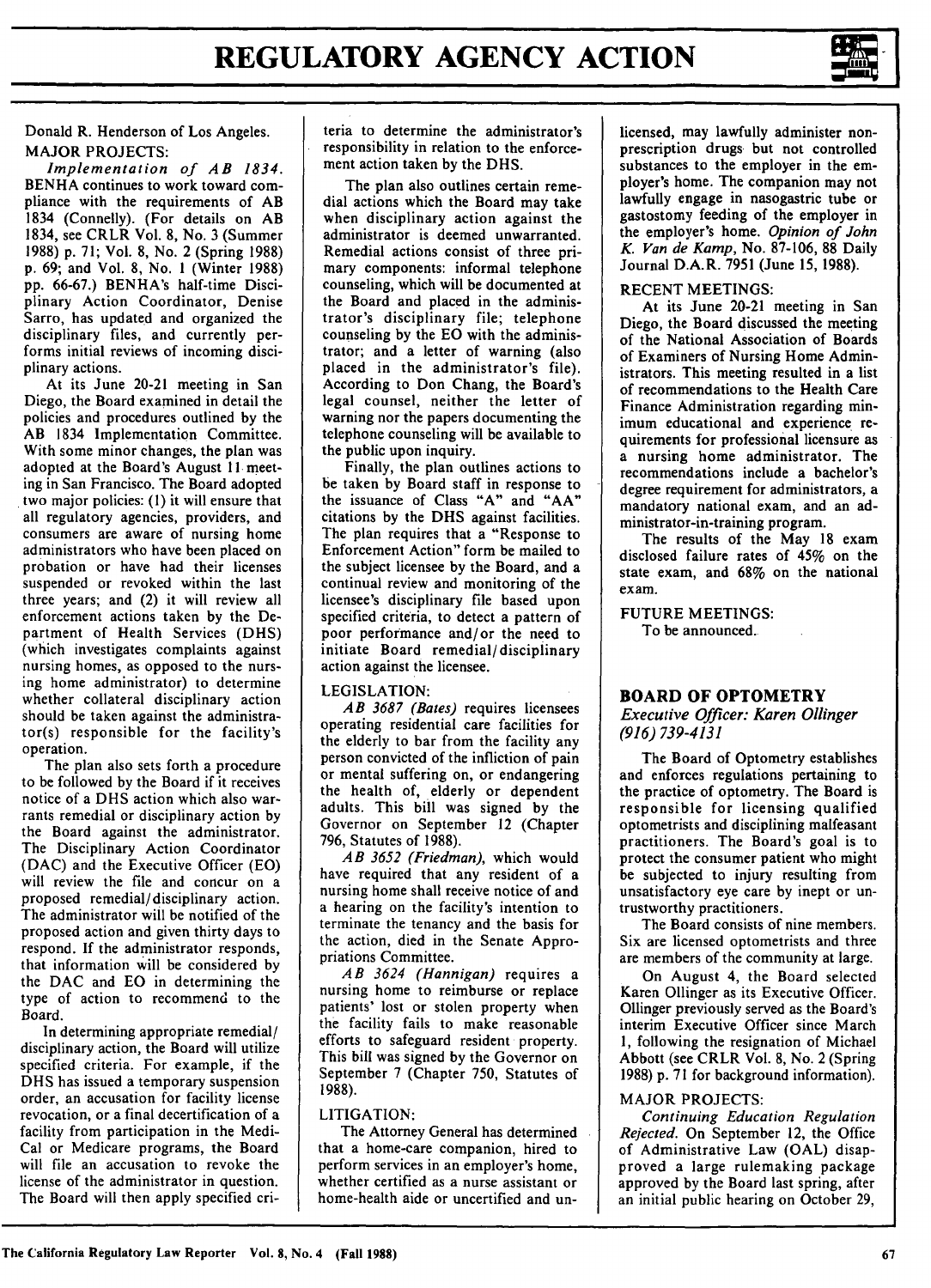Donald R. Henderson of Los Angeles.

MAJOR PROJECTS:

*Implementation of AB 1834.* BENHA continues to work toward compliance with the requirements of AB 1834 (Connelly). (For details on AB 1834, see CRLR Vol. 8, No. 3 (Summer 1988) p. 71; Vol. 8, No. 2 (Spring 1988) p. 69; and Vol. 8, No. 1 (Winter 1988) pp. 66-67.) BENHA's half-time Disciplinary Action Coordinator, Denise Sarro, has updated and organized the disciplinary files, and currently performs initial reviews of incoming disciplinary actions.

At its June 20-21 meeting in San Diego, the Board examined in detail the policies and procedures outlined by the AB 1834 Implementation Committee. With some minor changes, the plan was adopted at the Board's August 11 meeting in San Francisco. The Board adopted two major policies: (1) it will ensure that all regulatory agencies, providers, and consumers are aware of nursing home administrators who have been placed on probation or have had their licenses suspended or revoked within the last three years; and (2) it will review all enforcement actions taken by the Department of Health Services (DHS) (which investigates complaints against nursing homes, as opposed to the nursing home administrator) to determine whether collateral disciplinary action should be taken against the administrator(s) responsible for the facility's operation.

The plan also sets forth a procedure to be followed by the Board if it receives notice of a DHS action which also warrants remedial or disciplinary action by the Board against the administrator. The Disciplinary Action Coordinator (DAC) and the Executive Officer (EO) will review the file and concur on a proposed remedial/disciplinary action. The administrator will be notified of the proposed action and given thirty days to respond. If the administrator responds, that information will be considered by the DAC and EO in determining the type of action to recommend to the Board.

In determining appropriate remedial/disciplinary action, the Board will utilize specified criteria. For example, if the DHS has issued a temporary suspension order, an accusation for facility license revocation, or a final decertification of a facility from participation in the Medi-Cal or Medicare programs, the Board will file an accusation to revoke the license of the administrator in question. The Board will then apply specified criteria to determine the administrator's responsibility in relation to the enforcement action taken by the DHS.

The plan also outlines certain remedial actions which the Board may take when disciplinary action against the administrator is deemed unwarranted. Remedial actions consist of three primary components: informal telephone counseling, which will be documented at the Board and placed in the administrator's disciplinary file; telephone counseling by the EO with the administrator; and a letter of warning (also placed in the administrator's file). According to Don Chang, the Board's legal counsel, neither the letter of warning nor the papers documenting the telephone counseling will be available to the public upon inquiry.

Finally, the plan outlines actions to be taken by Board staff in response to the issuance of Class "A" and "AA" citations by the DHS against facilities. The plan requires that a "Response to Enforcement Action" form be mailed to the subject licensee by the Board, and a continual review and monitoring of the licensee's disciplinary file based upon specified criteria, to detect a pattern of poor performance and/or the need to initiate Board remedial/disciplinary action against the licensee.

LEGISLATION:

*AB 3687 (Bates)* requires licensees operating residential care facilities for the elderly to bar from the facility any person convicted of the infliction of pain or mental suffering on, or endangering the health of, elderly or dependent adults. This bill was signed by the Governor on September 12 (Chapter 796, Statutes of 1988).

*AB 3652 (Friedman),* which would have required that any resident of a nursing home shall receive notice of and a hearing on the facility's intention to terminate the tenancy and the basis for the action, died in the Senate Appropriations Committee.

*AB 3624 (Hannigan)* requires a nursing home to reimburse or replace patients' lost or stolen property when the facility fails to make reasonable efforts to safeguard resident property. This bill was signed by the Governor on September 7 (Chapter 750, Statutes of 1988).

LITIGATION:

The Attorney General has determined that a home-care companion, hired to perform services in an employer's home, whether certified as a nurse assistant or home-health aide or uncertified and unlicensed, may lawfully administer non-prescription drugs but not controlled substances to the employer in the employer's home. The companion may not lawfully engage in nasogastric tube or gastostomy feeding of the employer in the employer's home. *Opinion of John K. Van de Kamp,* No. 87-106, 88 Daily Journal D.A.R. 7951 (June 15, 1988).

RECENT MEETINGS:

At its June 20-21 meeting in San Diego, the Board discussed the meeting of the National Association of Boards of Examiners of Nursing Home Administrators. This meeting resulted in a list of recommendations to the Health Care Finance Administration regarding minimum educational and experience requirements for professional licensure as a nursing home administrator. The recommendations include a bachelor's degree requirement for administrators, a mandatory national exam, and an administrator-in-training program.

The results of the May 18 exam disclosed failure rates of 45% on the state exam, and 68% on the national exam.

FUTURE MEETINGS:

To be announced.

## BOARD OF OPTOMETRY

*Executive Officer: Karen Ollinger (916) 739-4131*

The Board of Optometry establishes and enforces regulations pertaining to the practice of optometry. The Board is responsible for licensing qualified optometrists and disciplining malfeasant practitioners. The Board's goal is to protect the consumer patient who might be subjected to injury resulting from unsatisfactory eye care by inept or untrustworthy practitioners.

The Board consists of nine members. Six are licensed optometrists and three are members of the community at large.

On August 4, the Board selected Karen Ollinger as its Executive Officer. Ollinger previously served as the Board's interim Executive Officer since March 1, following the resignation of Michael Abbott (see CRLR Vol. 8, No. 2 (Spring 1988) p. 71 for background information).

MAJOR PROJECTS:

*Continuing Education Regulation Rejected.* On September 12, the Office of Administrative Law (OAL) disapproved a large rulemaking package approved by the Board last spring, after an initial public hearing on October 29,